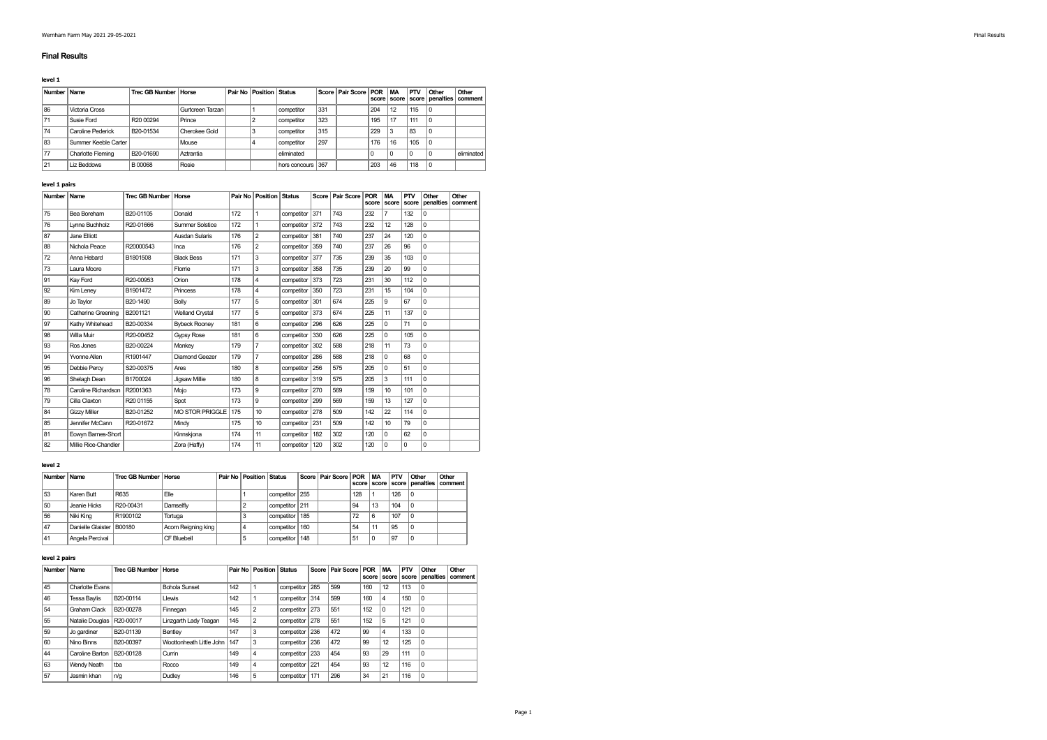# Final Results

### level 1

| Number | Name | Trec GB Number | Horse | Pair No | Position | Status | Score | Pair Score | POR score | MA score | PTV score | Other penalties | Other comment |
|---|---|---|---|---|---|---|---|---|---|---|---|---|---|
| 86 | Victoria Cross | | Gurtcreen Tarzan | | 1 | competitor | 331 | | 204 | 12 | 115 | 0 | |
| 71 | Susie Ford | R20 00294 | Prince | | 2 | competitor | 323 | | 195 | 17 | 111 | 0 | |
| 74 | Caroline Pederick | B20-01534 | Cherokee Gold | | 3 | competitor | 315 | | 229 | 3 | 83 | 0 | |
| 83 | Summer Keeble Carter | | Mouse | | 4 | competitor | 297 | | 176 | 16 | 105 | 0 | |
| 77 | Charlotte Fleming | B20-01690 | Aztrantia | | | eliminated | | | 0 | 0 | 0 | 0 | eliminated |
| 21 | Liz Beddows | B 00068 | Rosie | | | hors concours | 367 | | 203 | 46 | 118 | 0 | |

### level 1 pairs

| Number | Name | Trec GB Number | Horse | Pair No | Position | Status | Score | Pair Score | POR score | MA score | PTV score | Other penalties | Other comment |
|---|---|---|---|---|---|---|---|---|---|---|---|---|---|
| 75 | Bea Boreham | B20-01105 | Donald | 172 | 1 | competitor | 371 | 743 | 232 | 7 | 132 | 0 | |
| 76 | Lynne Buchholz | R20-01666 | Summer Solstice | 172 | 1 | competitor | 372 | 743 | 232 | 12 | 128 | 0 | |
| 87 | Jane Elliott | | Ausdan Sularis | 176 | 2 | competitor | 381 | 740 | 237 | 24 | 120 | 0 | |
| 88 | Nichola Peace | R20000543 | Inca | 176 | 2 | competitor | 359 | 740 | 237 | 26 | 96 | 0 | |
| 72 | Anna Hebard | B1801508 | Black Bess | 171 | 3 | competitor | 377 | 735 | 239 | 35 | 103 | 0 | |
| 73 | Laura Moore | | Florrie | 171 | 3 | competitor | 358 | 735 | 239 | 20 | 99 | 0 | |
| 91 | Kay Ford | R20-00953 | Orion | 178 | 4 | competitor | 373 | 723 | 231 | 30 | 112 | 0 | |
| 92 | Kim Leney | B1901472 | Princess | 178 | 4 | competitor | 350 | 723 | 231 | 15 | 104 | 0 | |
| 89 | Jo Taylor | B20-1490 | Bolly | 177 | 5 | competitor | 301 | 674 | 225 | 9 | 67 | 0 | |
| 90 | Catherine Greening | B2001121 | Welland Crystal | 177 | 5 | competitor | 373 | 674 | 225 | 11 | 137 | 0 | |
| 97 | Kathy Whitehead | B20-00334 | Bybeck Rooney | 181 | 6 | competitor | 296 | 626 | 225 | 0 | 71 | 0 | |
| 98 | Willa Muir | R20-00452 | Gypsy Rose | 181 | 6 | competitor | 330 | 626 | 225 | 0 | 105 | 0 | |
| 93 | Ros Jones | B20-00224 | Monkey | 179 | 7 | competitor | 302 | 588 | 218 | 11 | 73 | 0 | |
| 94 | Yvonne Allen | R1901447 | Diamond Geezer | 179 | 7 | competitor | 286 | 588 | 218 | 0 | 68 | 0 | |
| 95 | Debbie Percy | S20-00375 | Ares | 180 | 8 | competitor | 256 | 575 | 205 | 0 | 51 | 0 | |
| 96 | Shelagh Dean | B1700024 | Jigsaw Millie | 180 | 8 | competitor | 319 | 575 | 205 | 3 | 111 | 0 | |
| 78 | Caroline Richardson | R2001363 | Mojo | 173 | 9 | competitor | 270 | 569 | 159 | 10 | 101 | 0 | |
| 79 | Cilla Claxton | R20 01155 | Spot | 173 | 9 | competitor | 299 | 569 | 159 | 13 | 127 | 0 | |
| 84 | Gizzy Miller | B20-01252 | MO STOR PRIGGLE | 175 | 10 | competitor | 278 | 509 | 142 | 22 | 114 | 0 | |
| 85 | Jennifer McCann | R20-01672 | Mindy | 175 | 10 | competitor | 231 | 509 | 142 | 10 | 79 | 0 | |
| 81 | Eowyn Barnes-Short | | Kinnskjona | 174 | 11 | competitor | 182 | 302 | 120 | 0 | 62 | 0 | |
| 82 | Millie Rice-Chandler | | Zora (Haffy) | 174 | 11 | competitor | 120 | 302 | 120 | 0 | 0 | 0 | |

### level 2

| Number | Name | Trec GB Number | Horse | Pair No | Position | Status | Score | Pair Score | POR score | MA score | PTV score | Other penalties | Other comment |
|---|---|---|---|---|---|---|---|---|---|---|---|---|---|
| 53 | Karen Butt | R635 | Elle | | 1 | competitor | 255 | | 128 | 1 | 126 | 0 | |
| 50 | Jeanie Hicks | R20-00431 | Damselfly | | 2 | competitor | 211 | | 94 | 13 | 104 | 0 | |
| 56 | Niki King | R1900102 | Tortuga | | 3 | competitor | 185 | | 72 | 6 | 107 | 0 | |
| 47 | Danielle Glaister | B00180 | Acorn Reigning king | | 4 | competitor | 160 | | 54 | 11 | 95 | 0 | |
| 41 | Angela Percival | | CF Bluebell | | 5 | competitor | 148 | | 51 | 0 | 97 | 0 | |

### level 2 pairs

| Number | Name | Trec GB Number | Horse | Pair No | Position | Status | Score | Pair Score | POR score | MA score | PTV score | Other penalties | Other comment |
|---|---|---|---|---|---|---|---|---|---|---|---|---|---|
| 45 | Charlotte Evans | | Bohola Sunset | 142 | 1 | competitor | 285 | 599 | 160 | 12 | 113 | 0 | |
| 46 | Tessa Baylis | B20-00114 | Llewis | 142 | 1 | competitor | 314 | 599 | 160 | 4 | 150 | 0 | |
| 54 | Graham Clack | B20-00278 | Finnegan | 145 | 2 | competitor | 273 | 551 | 152 | 0 | 121 | 0 | |
| 55 | Natalie Douglas | R20-00017 | Linzgarth Lady Teagan | 145 | 2 | competitor | 278 | 551 | 152 | 5 | 121 | 0 | |
| 59 | Jo gardiner | B20-01139 | Bentley | 147 | 3 | competitor | 236 | 472 | 99 | 4 | 133 | 0 | |
| 60 | Nino Binns | B20-00397 | Woottonheath Little John | 147 | 3 | competitor | 236 | 472 | 99 | 12 | 125 | 0 | |
| 44 | Caroline Barton | B20-00128 | Currin | 149 | 4 | competitor | 233 | 454 | 93 | 29 | 111 | 0 | |
| 63 | Wendy Neath | tba | Rocco | 149 | 4 | competitor | 221 | 454 | 93 | 12 | 116 | 0 | |
| 57 | Jasmin khan | n/g | Dudley | 146 | 5 | competitor | 171 | 296 | 34 | 21 | 116 | 0 | |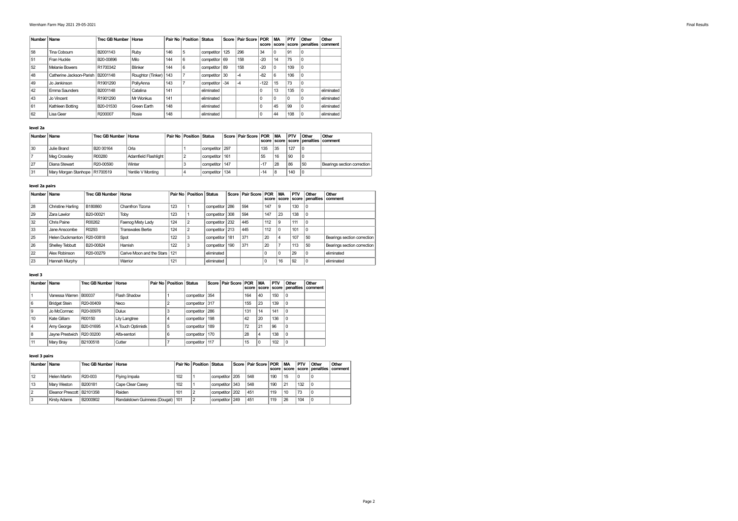| Number | Name | Trec GB Number | Horse | Pair No | Position | Status | Score | Pair Score | POR score | MA score | PTV score | Other penalties | Other comment |
|---|---|---|---|---|---|---|---|---|---|---|---|---|---|
| 58 | Tina Cobourn | B2001143 | Ruby | 146 | 5 | competitor | 125 | 296 | 34 | 0 | 91 | 0 | |
| 51 | Fran Huckle | B20-00896 | Milo | 144 | 6 | competitor | 69 | 158 | -20 | 14 | 75 | 0 | |
| 52 | Melanie Bowers | R1700342 | Blinker | 144 | 6 | competitor | 89 | 158 | -20 | 0 | 109 | 0 | |
| 48 | Catherine Jackson-Parish | B2001148 | Roughtor (Tinker) | 143 | 7 | competitor | 30 | -4 | -82 | 6 | 106 | 0 | |
| 49 | Jo Jenkinson | R1901290 | PollyAnna | 143 | 7 | competitor | -34 | -4 | -122 | 15 | 73 | 0 | |
| 42 | Emma Saunders | B2001148 | Catalina | 141 | | eliminated | | | 0 | 13 | 135 | 0 | eliminated |
| 43 | Jo Vincent | R1901290 | Mr Wonkus | 141 | | eliminated | | | 0 | 0 | 0 | 0 | eliminated |
| 61 | Kathleen Botting | B20-01530 | Green Earth | 148 | | eliminated | | | 0 | 45 | 99 | 0 | eliminated |
| 62 | Lisa Geer | R200007 | Rosie | 148 | | eliminated | | | 0 | 44 | 108 | 0 | eliminated |

### level 2a

| Number | Name | Trec GB Number | Horse | Pair No | Position | Status | Score | Pair Score | POR score | MA score | PTV score | Other penalties | Other comment |
|---|---|---|---|---|---|---|---|---|---|---|---|---|---|
| 30 | Julie Brand | B20 00164 | Orla | | 1 | competitor | 297 | | 135 | 35 | 127 | 0 | |
| 7 | Meg Crossley | R00280 | Adamfield Flashlight | | 2 | competitor | 161 | | 55 | 16 | 90 | 0 | |
| 27 | Diana Stewart | R20-00590 | Winter | | 3 | competitor | 147 | | -17 | 28 | 86 | 50 | Bearings section correction |
| 31 | Mary Morgan Stanhope | R1700519 | Yentile V Monting | | 4 | competitor | 134 | | -14 | 8 | 140 | 0 | |

### level 2a pairs

| Number | Name | Trec GB Number | Horse | Pair No | Position | Status | Score | Pair Score | POR score | MA score | PTV score | Other penalties | Other comment |
|---|---|---|---|---|---|---|---|---|---|---|---|---|---|
| 28 | Christine Harling | B180860 | Chamfron Tizona | 123 | 1 | competitor | 286 | 594 | 147 | 9 | 130 | 0 | |
| 29 | Zara Lawlor | B20-00021 | Toby | 123 | 1 | competitor | 308 | 594 | 147 | 23 | 138 | 0 | |
| 32 | Chris Paine | R00262 | Faenog Misty Lady | 124 | 2 | competitor | 232 | 445 | 112 | 9 | 111 | 0 | |
| 33 | Jane Anscombe | R0293 | Transwales Bertie | 124 | 2 | competitor | 213 | 445 | 112 | 0 | 101 | 0 | |
| 25 | Helen Duckmanton | R20-00818 | Spot | 122 | 3 | competitor | 181 | 371 | 20 | 4 | 107 | 50 | Bearings section correction |
| 26 | Shelley Tebbutt | B20-00824 | Hamish | 122 | 3 | competitor | 190 | 371 | 20 | 7 | 113 | 50 | Bearings section correction |
| 22 | Alex Robinson | R20-00279 | Carive Moon and the Stars | 121 | | eliminated | | | 0 | 0 | 29 | 0 | eliminated |
| 23 | Hannah Murphy | | Warrior | 121 | | eliminated | | | 0 | 16 | 92 | 0 | eliminated |

### level 3

| Number | Name | Trec GB Number | Horse | Pair No | Position | Status | Score | Pair Score | POR score | MA score | PTV score | Other penalties | Other comment |
|---|---|---|---|---|---|---|---|---|---|---|---|---|---|
| 1 | Vanessa Warren | B00037 | Flash Shadow | | 1 | competitor | 354 | | 164 | 40 | 150 | 0 | |
| 6 | Bridget Stein | R20-00409 | Neco | | 2 | competitor | 317 | | 155 | 23 | 139 | 0 | |
| 9 | Jo McCormac | R20-00976 | Dulux | | 3 | competitor | 286 | | 131 | 14 | 141 | 0 | |
| 10 | Kate Gillam | R00150 | Lily Langtree | | 4 | competitor | 198 | | 42 | 20 | 136 | 0 | |
| 4 | Amy George | B20-01695 | A Touch Optimistk | | 5 | competitor | 189 | | 72 | 21 | 96 | 0 | |
| 8 | Jayne Prestwich | R20 00200 | Alfa-sentori | | 6 | competitor | 170 | | 28 | 4 | 138 | 0 | |
| 11 | Mary Bray | B2100518 | Cutter | | 7 | competitor | 117 | | 15 | 0 | 102 | 0 | |

### level 3 pairs

| Number | Name | Trec GB Number | Horse | Pair No | Position | Status | Score | Pair Score | POR score | MA score | PTV score | Other penalties | Other comment |
|---|---|---|---|---|---|---|---|---|---|---|---|---|---|
| 12 | Helen Martin | R20-003 | Flying Impala | 102 | 1 | competitor | 205 | 548 | 190 | 15 | 0 | 0 | |
| 13 | Mary Weston | B200181 | Cape Clear Casey | 102 | 1 | competitor | 343 | 548 | 190 | 21 | 132 | 0 | |
| 2 | Eleanor Prescott | B2101358 | Raiden | 101 | 2 | competitor | 202 | 451 | 119 | 10 | 73 | 0 | |
| 3 | Kirsty Adams | B2000902 | Randalstown Guinness (Dougal) | 101 | 2 | competitor | 249 | 451 | 119 | 26 | 104 | 0 | |